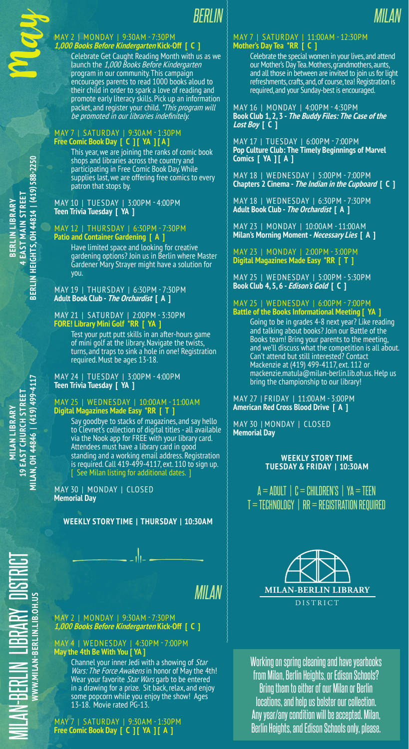# May

# MILAN-BERLIN LIBRARY DISTRICT

WWW.MILAN-BERLIN.LIB.OH.US

**BERLIN LIBRARY**
**4 EAST MAIN STREET**
**BERLIN HEIGHTS, OH 44814 | (419) 588-2250**

**MILAN LIBRARY**
**19 EAST CHURCH STREET**
**MILAN, OH 44846 | (419) 499-4117**

## BERLIN

MAY 2 | MONDAY | 9:30AM - 7:30PM
***1,000 Books Before Kindergarten* Kick-Off [ C ]**

Celebrate Get Caught Reading Month with us as we launch the *1,000 Books Before Kindergarten* program in our community. This campaign encourages parents to read 1000 books aloud to their child in order to spark a love of reading and promote early literacy skills. Pick up an information packet, and register your child. *\*This program will be promoted in our libraries indefinitely.*

MAY 7 | SATURDAY | 9:30AM - 1:30PM
**Free Comic Book Day [ C ][ YA ][ A ]**

This year, we are joining the ranks of comic book shops and libraries across the country and participating in Free Comic Book Day. While supplies last, we are offering free comics to every patron that stops by.

MAY 10 | TUESDAY | 3:00PM - 4:00PM
**Teen Trivia Tuesday [ YA ]**

MAY 12 | THURSDAY | 6:30PM - 7:30PM
**Patio and Container Gardening [ A ]**

Have limited space and looking for creative gardening options? Join us in Berlin where Master Gardener Mary Strayer might have a solution for you.

MAY 19 | THURSDAY | 6:30PM - 7:30PM
**Adult Book Club - *The Orchardist* [ A ]**

MAY 21 | SATURDAY | 2:00PM - 3:30PM
**FORE! Library Mini Golf \*RR [ YA ]**

Test your putt putt skills in an after-hours game of mini golf at the library. Navigate the twists, turns, and traps to sink a hole in one! Registration required. Must be ages 13-18.

MAY 24 | TUESDAY | 3:00PM - 4:00PM
**Teen Trivia Tuesday [ YA ]**

MAY 25 | WEDNESDAY | 10:00AM - 11:00AM
**Digital Magazines Made Easy \*RR [ T ]**

Say goodbye to stacks of magazines, and say hello to Clevnet's collection of digital titles - all available via the Nook app for FREE with your library card. Attendees must have a library card in good standing and a working email address. Registration is required. Call 419-499-4117, ext. 110 to sign up. [ See Milan listing for additional dates. ]

MAY 30 | MONDAY | CLOSED
**Memorial Day**

**WEEKLY STORY TIME | THURSDAY | 10:30AM**

## MILAN

MAY 2 | MONDAY | 9:30AM - 7:30PM
***1,000 Books Before Kindergarten* Kick-Off [ C ]**

MAY 4 | WEDNESDAY | 4:30PM - 7:00PM
**May the 4th Be With You [ YA ]**

Channel your inner Jedi with a showing of *Star Wars: The Force Awakens* in honor of May the 4th! Wear your favorite *Star Wars* garb to be entered in a drawing for a prize. Sit back, relax, and enjoy some popcorn while you enjoy the show! Ages 13-18. Movie rated PG-13.

MAY 7 | SATURDAY | 9:30AM - 1:30PM
**Free Comic Book Day [ C ][ YA ][ A ]**

MAY 7 | SATURDAY | 11:00AM - 12:30PM
**Mother's Day Tea \*RR [ C ]**

Celebrate the special women in your lives, and attend our Mother's Day Tea. Mothers, grandmothers, aunts, and all those in between are invited to join us for light refreshments, crafts, and, of course, tea! Registration is required, and your Sunday-best is encouraged.

MAY 16 | MONDAY | 4:00PM - 4:30PM
**Book Club 1, 2, 3 - *The Buddy Files: The Case of the Lost Boy* [ C ]**

MAY 17 | TUESDAY | 6:00PM - 7:00PM
**Pop Culture Club: The Timely Beginnings of Marvel Comics [ YA ][ A ]**

MAY 18 | WEDNESDAY | 5:00PM - 7:00PM
**Chapters 2 Cinema - *The Indian in the Cupboard* [ C ]**

MAY 18 | WEDNESDAY | 6:30PM - 7:30PM
**Adult Book Club - *The Orchardist* [ A ]**

MAY 23 | MONDAY | 10:00AM - 11:00AM
**Milan's Morning Moment - *Necessary Lies* [ A ]**

MAY 23 | MONDAY | 2:00PM - 3:00PM
**Digital Magazines Made Easy \*RR [ T ]**

MAY 25 | WEDNESDAY | 5:00PM - 5:30PM
**Book Club 4, 5, 6 - *Edison's Gold* [ C ]**

MAY 25 | WEDNESDAY | 6:00PM - 7:00PM
**Battle of the Books Informational Meeting [ YA ]**

Going to be in grades 4-8 next year? Like reading and talking about books? Join our Battle of the Books team! Bring your parents to the meeting, and we'll discuss what the competition is all about. Can't attend but still interested? Contact Mackenzie at (419) 499-4117, ext. 112 or mackenzie.matula@milan-berlin.lib.oh.us. Help us bring the championship to our library!

MAY 27 | FRIDAY | 11:00AM - 3:00PM
**American Red Cross Blood Drive [ A ]**

MAY 30 | MONDAY | CLOSED
**Memorial Day**

**WEEKLY STORY TIME**
**TUESDAY & FRIDAY | 10:30AM**

A = ADULT | C = CHILDREN'S | YA = TEEN
T = TECHNOLOGY | RR = REGISTRATION REQUIRED

MILAN-BERLIN LIBRARY DISTRICT

Working on spring cleaning and have yearbooks from Milan, Berlin Heights, or Edison Schools? Bring them to either of our Milan or Berlin locations, and help us bolster our collection. Any year/any condition will be accepted. Milan, Berlin Heights, and Edison Schools only, please.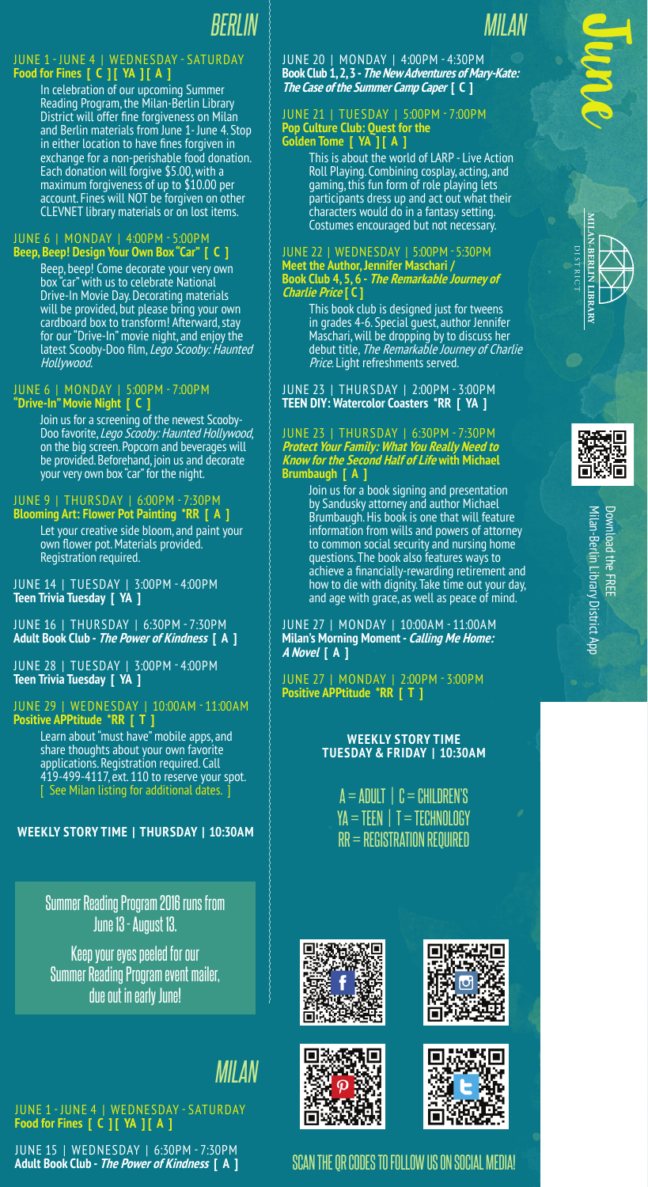# BERLIN

**JUNE 1 - JUNE 4 | WEDNESDAY - SATURDAY**
**Food for Fines [ C ] [ YA ] [ A ]**

In celebration of our upcoming Summer Reading Program, the Milan-Berlin Library District will offer fine forgiveness on Milan and Berlin materials from June 1- June 4. Stop in either location to have fines forgiven in exchange for a non-perishable food donation. Each donation will forgive $5.00, with a maximum forgiveness of up to $10.00 per account. Fines will NOT be forgiven on other CLEVNET library materials or on lost items.

**JUNE 6 | MONDAY | 4:00PM - 5:00PM**
**Beep, Beep! Design Your Own Box "Car" [ C ]**

Beep, beep! Come decorate your very own box "car" with us to celebrate National Drive-In Movie Day. Decorating materials will be provided, but please bring your own cardboard box to transform! Afterward, stay for our "Drive-In" movie night, and enjoy the latest Scooby-Doo film, *Lego Scooby: Haunted Hollywood.*

**JUNE 6 | MONDAY | 5:00PM - 7:00PM**
**"Drive-In" Movie Night [ C ]**

Join us for a screening of the newest Scooby-Doo favorite, *Lego Scooby: Haunted Hollywood*, on the big screen. Popcorn and beverages will be provided. Beforehand, join us and decorate your very own box "car" for the night.

**JUNE 9 | THURSDAY | 6:00PM - 7:30PM**
**Blooming Art: Flower Pot Painting *RR [ A ]**

Let your creative side bloom, and paint your own flower pot. Materials provided. Registration required.

**JUNE 14 | TUESDAY | 3:00PM - 4:00PM**
**Teen Trivia Tuesday [ YA ]**

**JUNE 16 | THURSDAY | 6:30PM - 7:30PM**
**Adult Book Club - *The Power of Kindness* [ A ]**

**JUNE 28 | TUESDAY | 3:00PM - 4:00PM**
**Teen Trivia Tuesday [ YA ]**

**JUNE 29 | WEDNESDAY | 10:00AM - 11:00AM**
**Positive APPtitude *RR [ T ]**

Learn about "must have" mobile apps, and share thoughts about your own favorite applications. Registration required. Call 419-499-4117, ext. 110 to reserve your spot. [ See Milan listing for additional dates. ]

**WEEKLY STORY TIME | THURSDAY | 10:30AM**

Summer Reading Program 2016 runs from June 13 - August 13.

Keep your eyes peeled for our Summer Reading Program event mailer, due out in early June!

# MILAN

**JUNE 1 - JUNE 4 | WEDNESDAY - SATURDAY**
**Food for Fines [ C ] [ YA ] [ A ]**

**JUNE 15 | WEDNESDAY | 6:30PM - 7:30PM**
**Adult Book Club - *The Power of Kindness* [ A ]**

**JUNE 20 | MONDAY | 4:00PM - 4:30PM**
**Book Club 1, 2, 3 - *The New Adventures of Mary-Kate: The Case of the Summer Camp Caper* [ C ]**

**JUNE 21 | TUESDAY | 5:00PM - 7:00PM**
**Pop Culture Club: Quest for the Golden Tome [ YA ] [ A ]**

This is about the world of LARP - Live Action Roll Playing. Combining cosplay, acting, and gaming, this fun form of role playing lets participants dress up and act out what their characters would do in a fantasy setting. Costumes encouraged but not necessary.

**JUNE 22 | WEDNESDAY | 5:00PM - 5:30PM**
**Meet the Author, Jennifer Maschari / Book Club 4, 5, 6 - *The Remarkable Journey of Charlie Price* [ C ]**

This book club is designed just for tweens in grades 4-6. Special guest, author Jennifer Maschari, will be dropping by to discuss her debut title, *The Remarkable Journey of Charlie Price*. Light refreshments served.

**JUNE 23 | THURSDAY | 2:00PM - 3:00PM**
**TEEN DIY: Watercolor Coasters *RR [ YA ]**

**JUNE 23 | THURSDAY | 6:30PM - 7:30PM**
***Protect Your Family: What You Really Need to Know for the Second Half of Life* with Michael Brumbaugh [ A ]**

Join us for a book signing and presentation by Sandusky attorney and author Michael Brumbaugh. His book is one that will feature information from wills and powers of attorney to common social security and nursing home questions. The book also features ways to achieve a financially-rewarding retirement and how to die with dignity. Take time out your day, and age with grace, as well as peace of mind.

**JUNE 27 | MONDAY | 10:00AM - 11:00AM**
**Milan's Morning Moment - *Calling Me Home: A Novel* [ A ]**

**JUNE 27 | MONDAY | 2:00PM - 3:00PM**
**Positive APPtitude *RR [ T ]**

**WEEKLY STORY TIME**
**TUESDAY & FRIDAY | 10:30AM**

A = ADULT | C = CHILDREN'S
YA = TEEN | T = TECHNOLOGY
RR = REGISTRATION REQUIRED

SCAN THE QR CODES TO FOLLOW US ON SOCIAL MEDIA!

# June

MILAN-BERLIN LIBRARY DISTRICT

Download the FREE Milan-Berlin Library District App